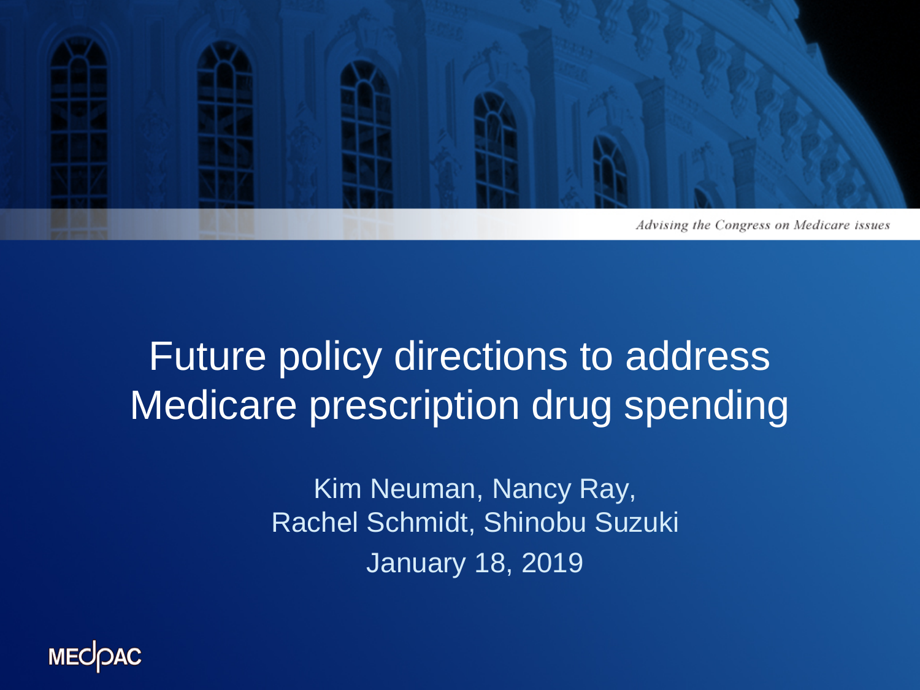*Advising the Congress on Medicare issues*

# Future policy directions to address Medicare prescription drug spending

Kim Neuman, Nancy Ray,
Rachel Schmidt, Shinobu Suzuki
January 18, 2019

MEDPAC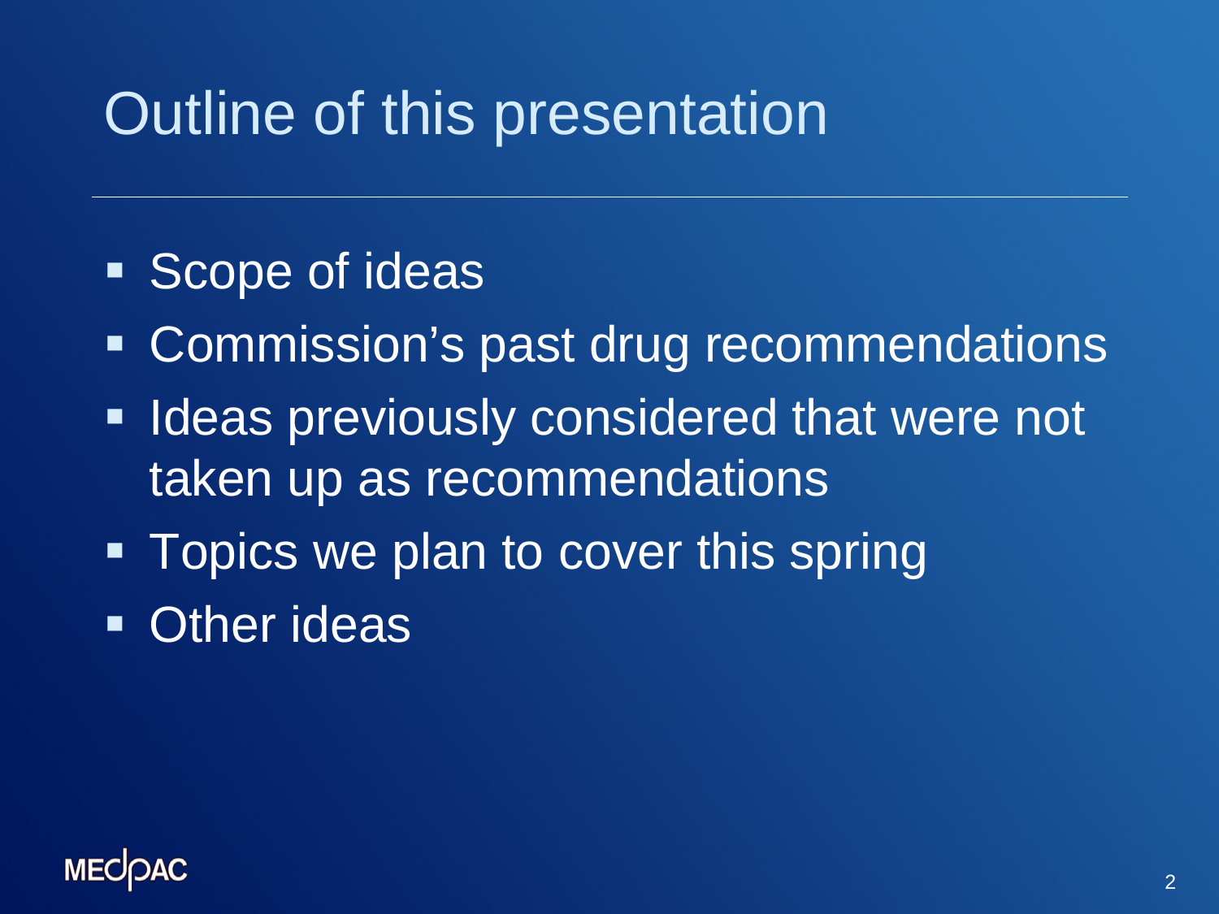# Outline of this presentation

- Scope of ideas
- Commission's past drug recommendations
- Ideas previously considered that were not taken up as recommendations
- Topics we plan to cover this spring
- Other ideas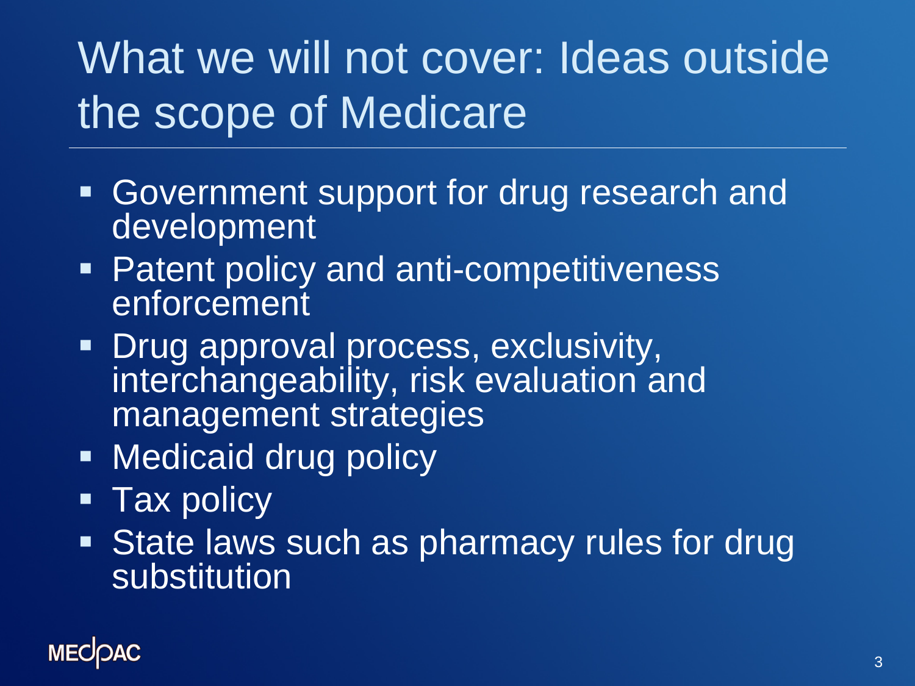# What we will not cover: Ideas outside the scope of Medicare

- Government support for drug research and development
- Patent policy and anti-competitiveness enforcement
- Drug approval process, exclusivity, interchangeability, risk evaluation and management strategies
- Medicaid drug policy
- Tax policy
- State laws such as pharmacy rules for drug substitution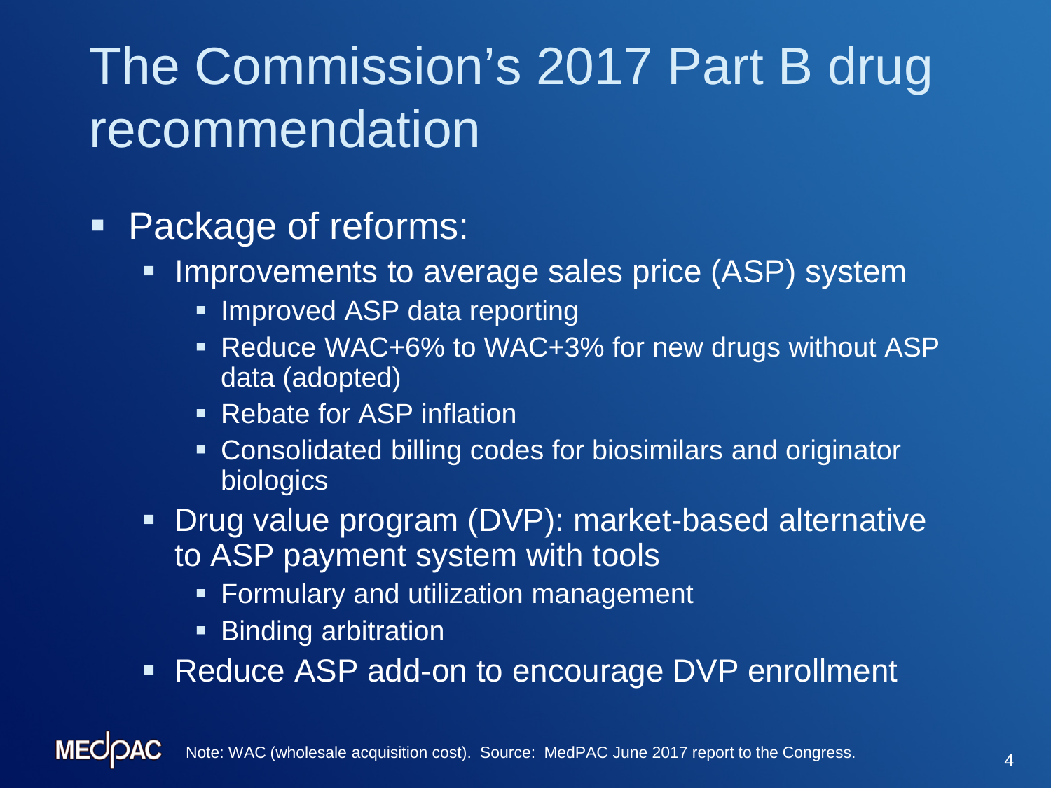# The Commission's 2017 Part B drug recommendation

- Package of reforms:
  - Improvements to average sales price (ASP) system
    - Improved ASP data reporting
    - Reduce WAC+6% to WAC+3% for new drugs without ASP data (adopted)
    - Rebate for ASP inflation
    - Consolidated billing codes for biosimilars and originator biologics
  - Drug value program (DVP): market-based alternative to ASP payment system with tools
    - Formulary and utilization management
    - Binding arbitration
  - Reduce ASP add-on to encourage DVP enrollment

Note: WAC (wholesale acquisition cost). Source: MedPAC June 2017 report to the Congress.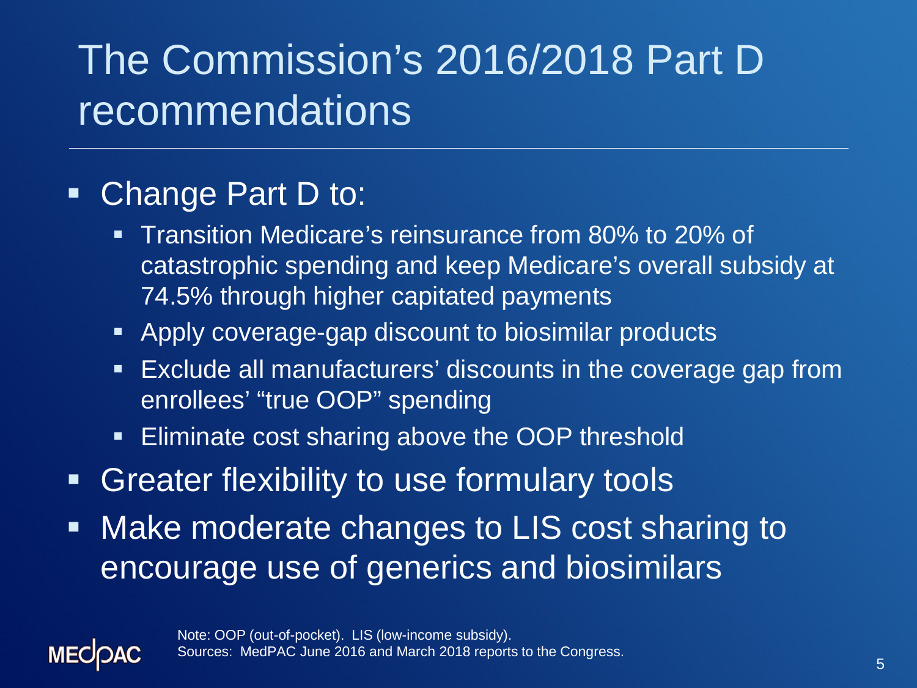# The Commission's 2016/2018 Part D recommendations

- Change Part D to:
  - Transition Medicare's reinsurance from 80% to 20% of catastrophic spending and keep Medicare's overall subsidy at 74.5% through higher capitated payments
  - Apply coverage-gap discount to biosimilar products
  - Exclude all manufacturers' discounts in the coverage gap from enrollees' "true OOP" spending
  - Eliminate cost sharing above the OOP threshold
- Greater flexibility to use formulary tools
- Make moderate changes to LIS cost sharing to encourage use of generics and biosimilars

Note: OOP (out-of-pocket). LIS (low-income subsidy).
Sources: MedPAC June 2016 and March 2018 reports to the Congress.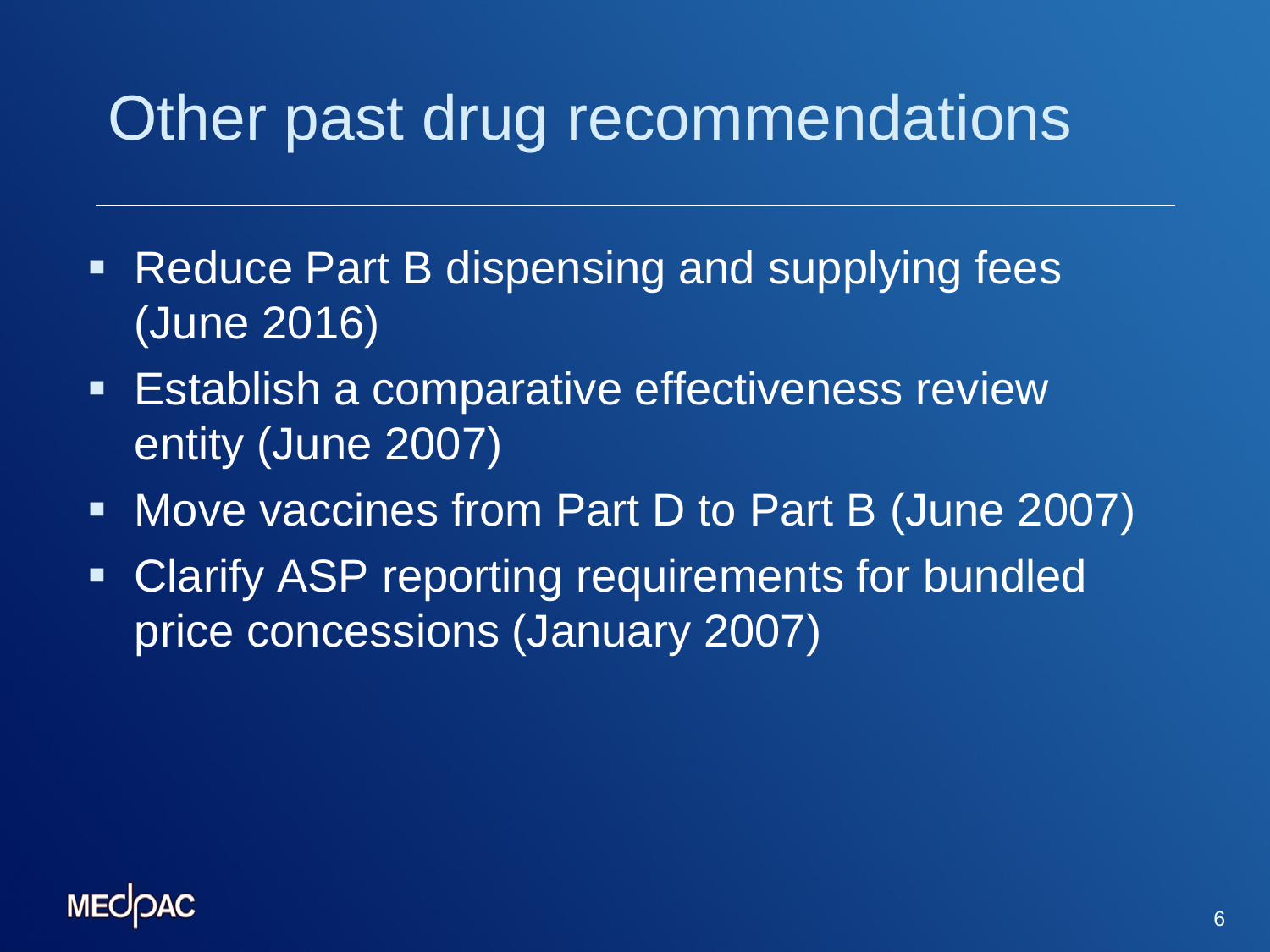# Other past drug recommendations

- Reduce Part B dispensing and supplying fees (June 2016)
- Establish a comparative effectiveness review entity (June 2007)
- Move vaccines from Part D to Part B (June 2007)
- Clarify ASP reporting requirements for bundled price concessions (January 2007)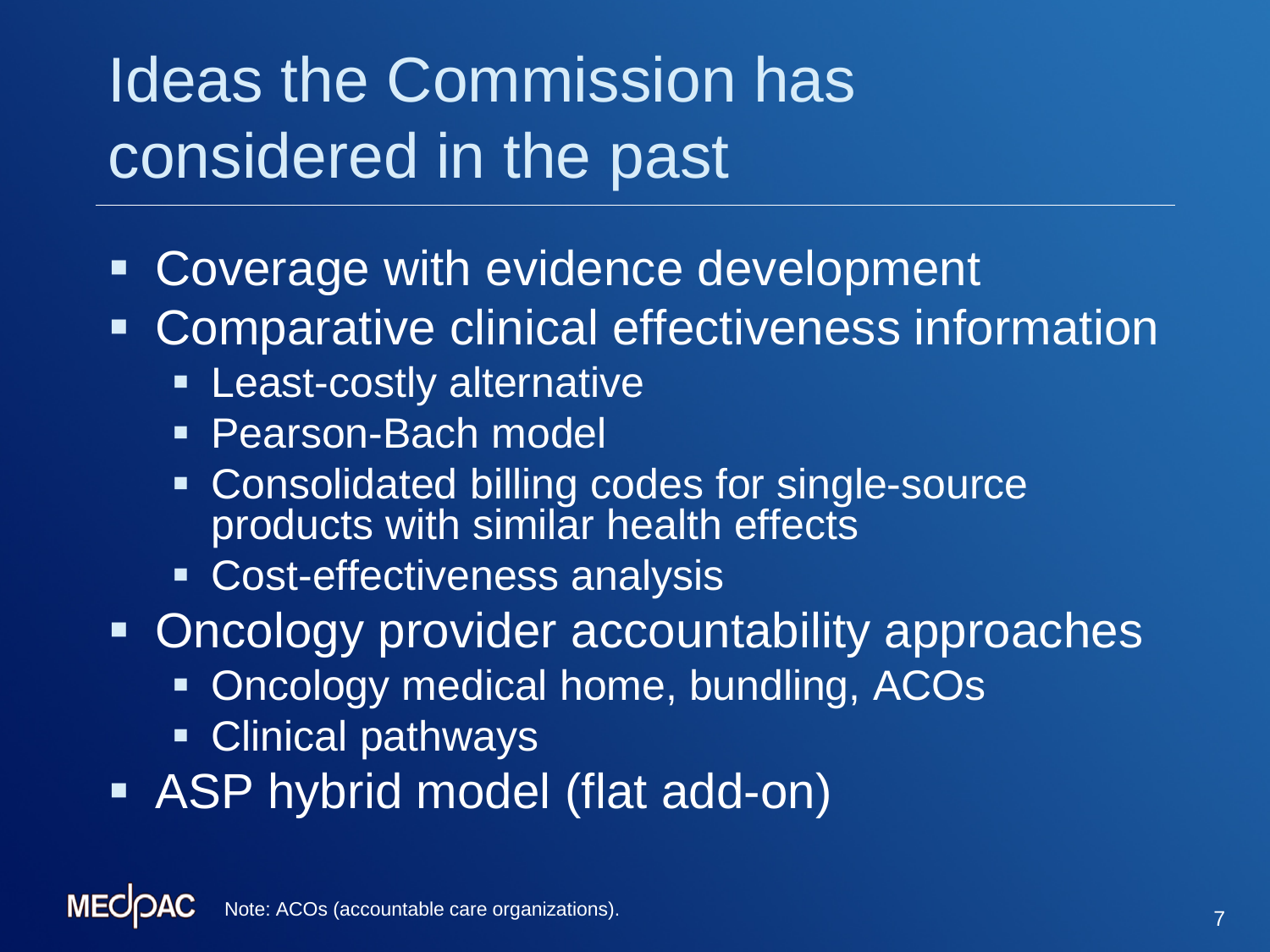# Ideas the Commission has considered in the past

- Coverage with evidence development
- Comparative clinical effectiveness information
  - Least-costly alternative
  - Pearson-Bach model
  - Consolidated billing codes for single-source products with similar health effects
  - Cost-effectiveness analysis
- Oncology provider accountability approaches
  - Oncology medical home, bundling, ACOs
  - Clinical pathways
- ASP hybrid model (flat add-on)

Note: ACOs (accountable care organizations).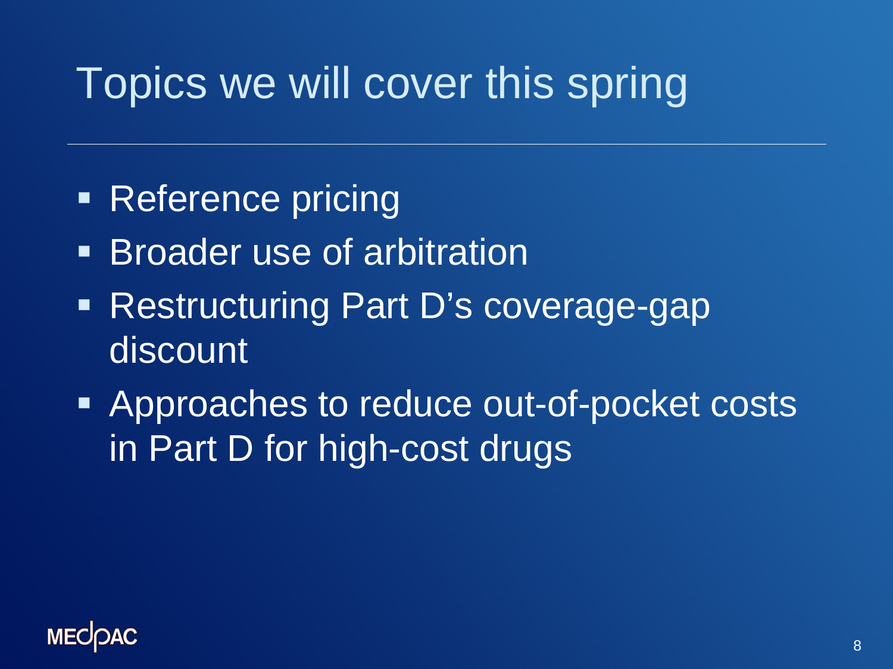# Topics we will cover this spring

- Reference pricing
- Broader use of arbitration
- Restructuring Part D's coverage-gap discount
- Approaches to reduce out-of-pocket costs in Part D for high-cost drugs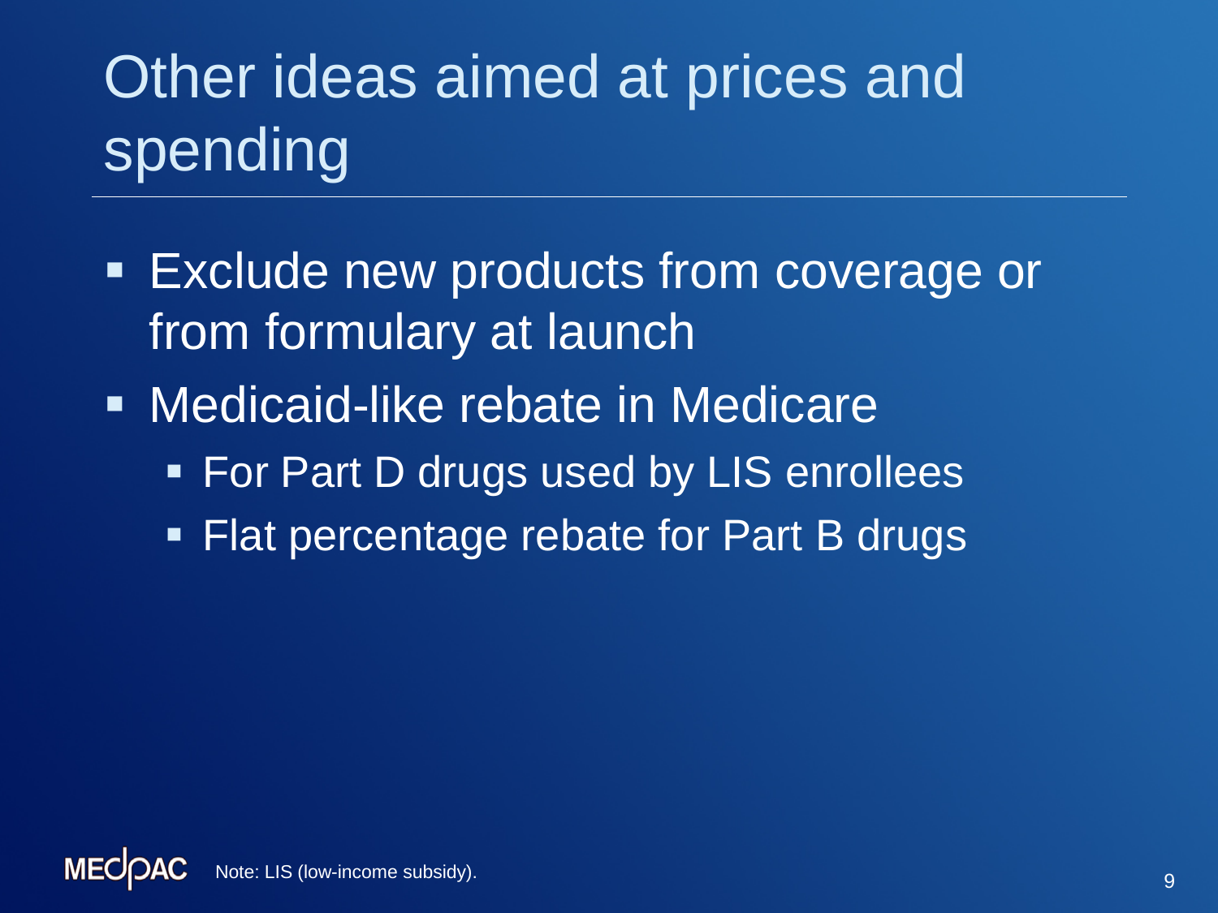# Other ideas aimed at prices and spending

- Exclude new products from coverage or from formulary at launch
- Medicaid-like rebate in Medicare
  - For Part D drugs used by LIS enrollees
  - Flat percentage rebate for Part B drugs

Note: LIS (low-income subsidy).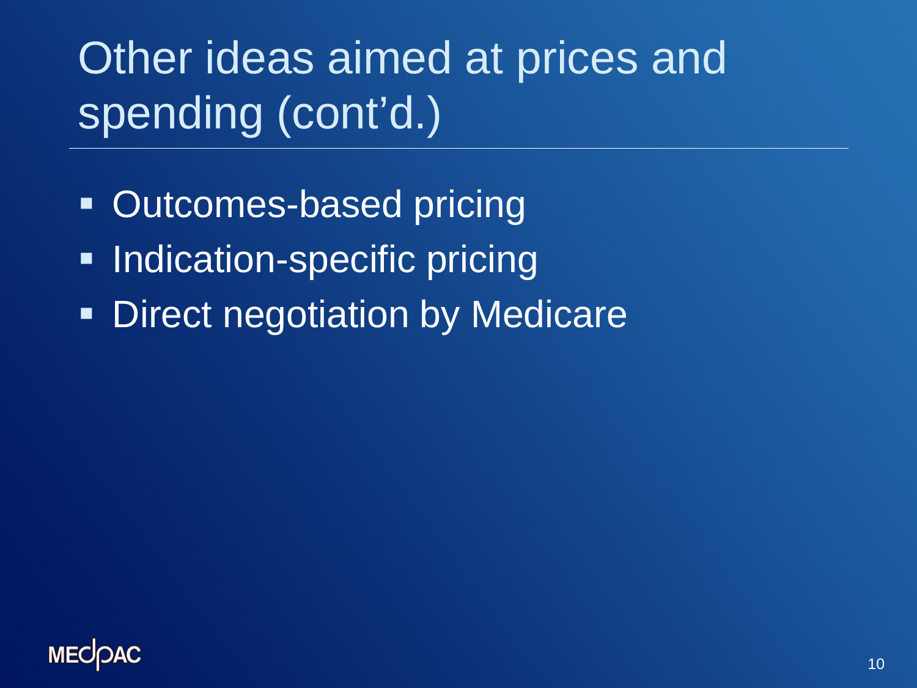# Other ideas aimed at prices and spending (cont'd.)

- Outcomes-based pricing
- Indication-specific pricing
- Direct negotiation by Medicare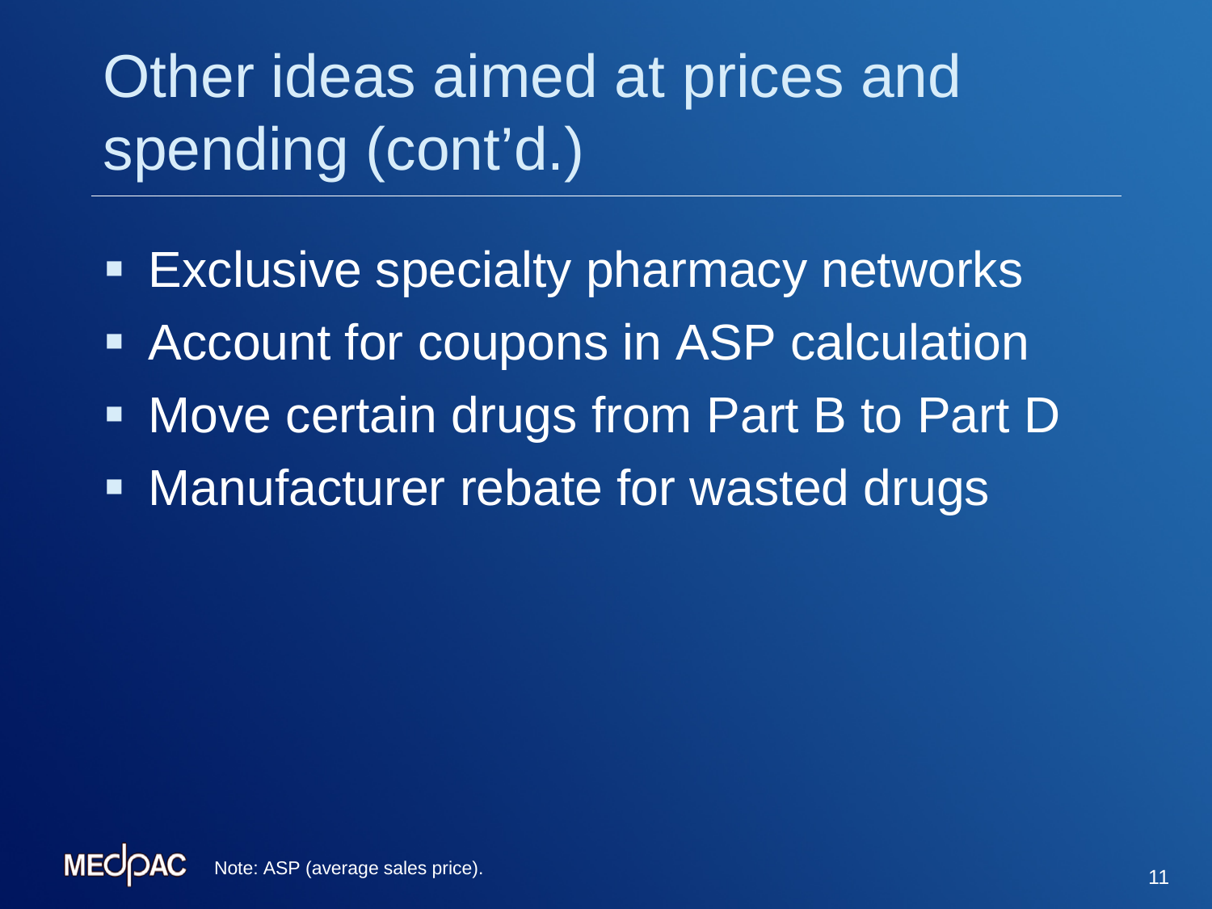# Other ideas aimed at prices and spending (cont'd.)

- Exclusive specialty pharmacy networks
- Account for coupons in ASP calculation
- Move certain drugs from Part B to Part D
- Manufacturer rebate for wasted drugs

Note: ASP (average sales price).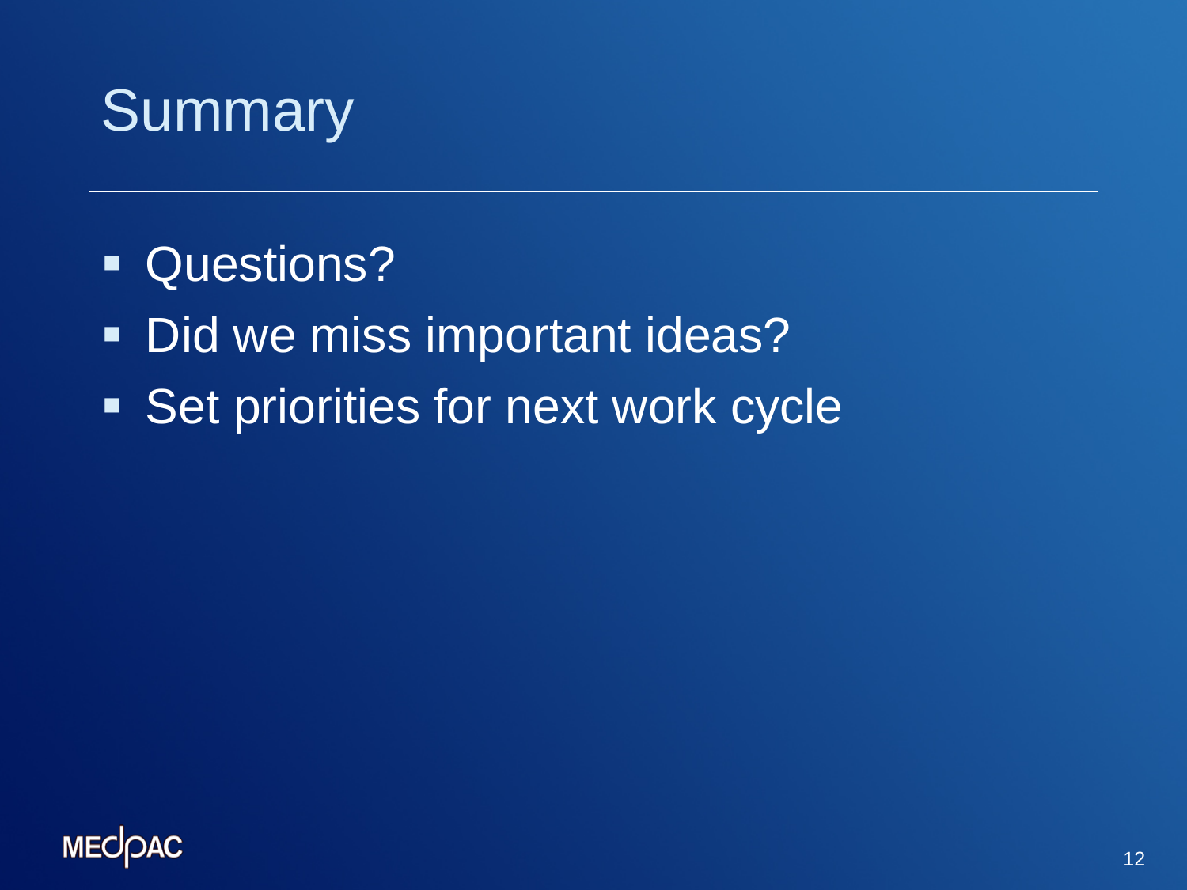# Summary

- Questions?
- Did we miss important ideas?
- Set priorities for next work cycle